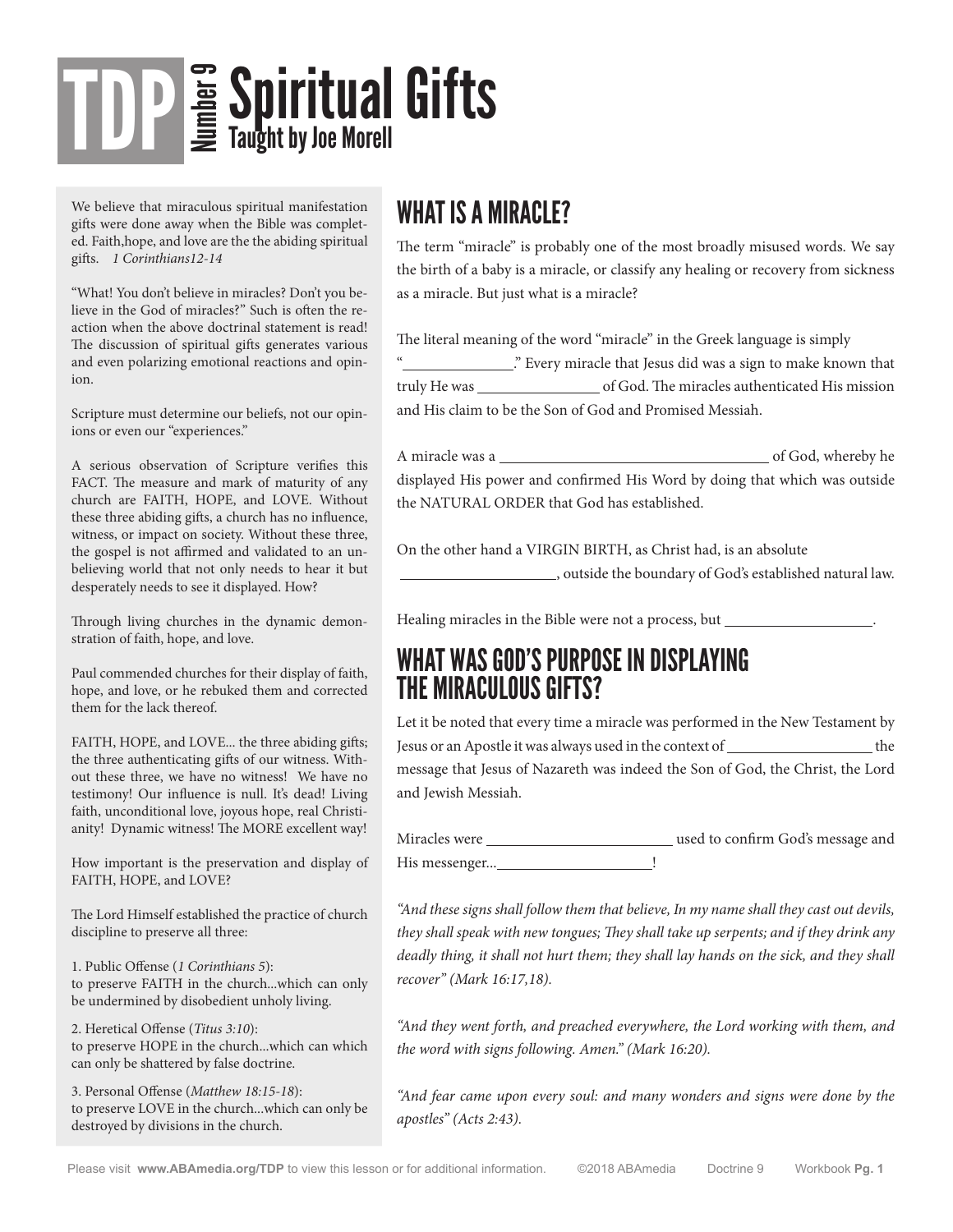# TDP Number 9 Spiritual Gifts

### Taught by Joe Morell

We believe that miraculous spiritual manifestation gifts were done away when the Bible was completed. Faith,hope, and love are the the abiding spiritual gifts. *1 Corinthians12-14*

"What! You don't believe in miracles? Don't you believe in the God of miracles?" Such is often the reaction when the above doctrinal statement is read! The discussion of spiritual gifts generates various and even polarizing emotional reactions and opinion.

Scripture must determine our beliefs, not our opinions or even our "experiences."

A serious observation of Scripture verifies this FACT. The measure and mark of maturity of any church are FAITH, HOPE, and LOVE. Without these three abiding gifts, a church has no influence, witness, or impact on society. Without these three, the gospel is not affirmed and validated to an unbelieving world that not only needs to hear it but desperately needs to see it displayed. How?

Through living churches in the dynamic demonstration of faith, hope, and love.

Paul commended churches for their display of faith, hope, and love, or he rebuked them and corrected them for the lack thereof.

FAITH, HOPE, and LOVE... the three abiding gifts; the three authenticating gifts of our witness. Without these three, we have no witness! We have no testimony! Our influence is null. It's dead! Living faith, unconditional love, joyous hope, real Christianity! Dynamic witness! The MORE excellent way!

How important is the preservation and display of FAITH, HOPE, and LOVE?

The Lord Himself established the practice of church discipline to preserve all three:

1. Public Offense (*1 Corinthians 5*):
to preserve FAITH in the church...which can only be undermined by disobedient unholy living.

2. Heretical Offense (*Titus 3:10*):
to preserve HOPE in the church...which can which can only be shattered by false doctrine.

3. Personal Offense (*Matthew 18:15-18*):
to preserve LOVE in the church...which can only be destroyed by divisions in the church.

## WHAT IS A MIRACLE?

The term "miracle" is probably one of the most broadly misused words. We say the birth of a baby is a miracle, or classify any healing or recovery from sickness as a miracle. But just what is a miracle?

The literal meaning of the word "miracle" in the Greek language is simply "______________." Every miracle that Jesus did was a sign to make known that truly He was ________________ of God. The miracles authenticated His mission and His claim to be the Son of God and Promised Messiah.

A miracle was a ___________________________________ of God, whereby he displayed His power and confirmed His Word by doing that which was outside the NATURAL ORDER that God has established.

On the other hand a VIRGIN BIRTH, as Christ had, is an absolute ____________________, outside the boundary of God's established natural law.

Healing miracles in the Bible were not a process, but ___________________.

## WHAT WAS GOD'S PURPOSE IN DISPLAYING THE MIRACULOUS GIFTS?

Let it be noted that every time a miracle was performed in the New Testament by Jesus or an Apostle it was always used in the context of ___________________ the message that Jesus of Nazareth was indeed the Son of God, the Christ, the Lord and Jewish Messiah.

Miracles were ________________________ used to confirm God's message and His messenger...____________________!

*"And these signs shall follow them that believe, In my name shall they cast out devils, they shall speak with new tongues; They shall take up serpents; and if they drink any deadly thing, it shall not hurt them; they shall lay hands on the sick, and they shall recover" (Mark 16:17,18).*

*"And they went forth, and preached everywhere, the Lord working with them, and the word with signs following. Amen." (Mark 16:20).*

*"And fear came upon every soul: and many wonders and signs were done by the apostles" (Acts 2:43).*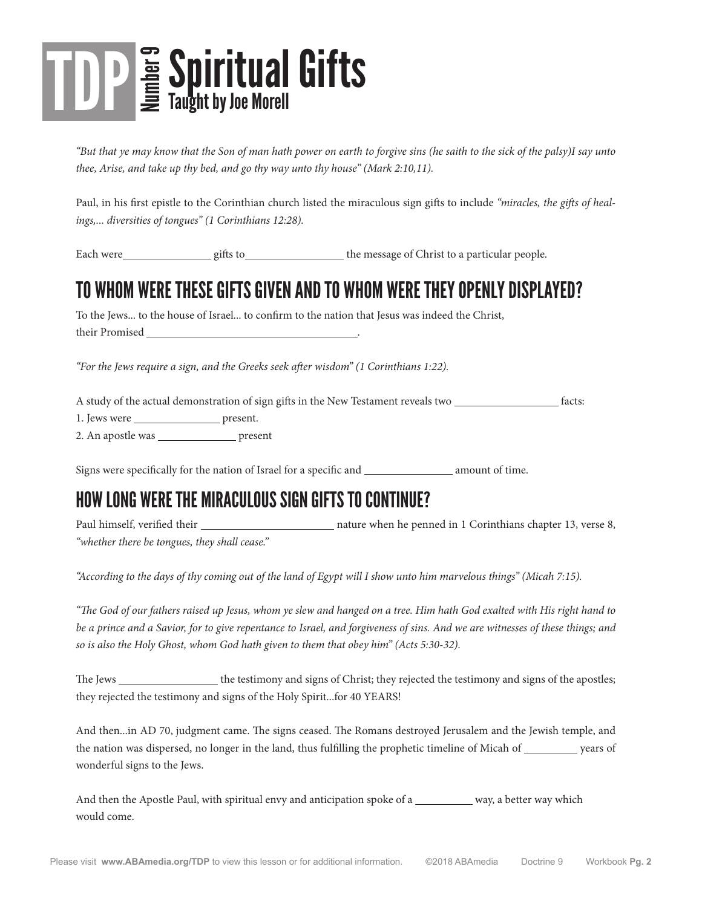# TDP Number 9 Spiritual Gifts

Taught by Joe Morell

*"But that ye may know that the Son of man hath power on earth to forgive sins (he saith to the sick of the palsy)I say unto thee, Arise, and take up thy bed, and go thy way unto thy house" (Mark 2:10,11).*

Paul, in his first epistle to the Corinthian church listed the miraculous sign gifts to include *"miracles, the gifts of healings,... diversities of tongues" (1 Corinthians 12:28).*

Each were_______________ gifts to_________________ the message of Christ to a particular people.

## TO WHOM WERE THESE GIFTS GIVEN AND TO WHOM WERE THEY OPENLY DISPLAYED?

To the Jews... to the house of Israel... to confirm to the nation that Jesus was indeed the Christ, their Promised ____________________________________.

*"For the Jews require a sign, and the Greeks seek after wisdom" (1 Corinthians 1:22).*

A study of the actual demonstration of sign gifts in the New Testament reveals two __________________ facts:

1. Jews were _______________ present.
2. An apostle was ______________ present

Signs were specifically for the nation of Israel for a specific and _______________ amount of time.

## HOW LONG WERE THE MIRACULOUS SIGN GIFTS TO CONTINUE?

Paul himself, verified their _______________________ nature when he penned in 1 Corinthians chapter 13, verse 8, *"whether there be tongues, they shall cease."*

*"According to the days of thy coming out of the land of Egypt will I show unto him marvelous things" (Micah 7:15).*

*"The God of our fathers raised up Jesus, whom ye slew and hanged on a tree. Him hath God exalted with His right hand to be a prince and a Savior, for to give repentance to Israel, and forgiveness of sins. And we are witnesses of these things; and so is also the Holy Ghost, whom God hath given to them that obey him" (Acts 5:30-32).*

The Jews _________________ the testimony and signs of Christ; they rejected the testimony and signs of the apostles; they rejected the testimony and signs of the Holy Spirit...for 40 YEARS!

And then...in AD 70, judgment came. The signs ceased. The Romans destroyed Jerusalem and the Jewish temple, and the nation was dispersed, no longer in the land, thus fulfilling the prophetic timeline of Micah of _________ years of wonderful signs to the Jews.

And then the Apostle Paul, with spiritual envy and anticipation spoke of a __________ way, a better way which would come.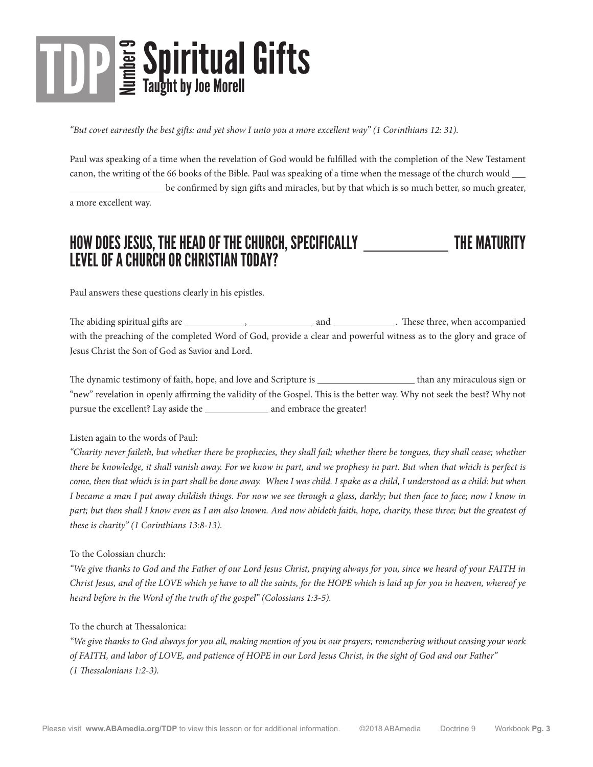# TDP Number 9 Spiritual Gifts

## Taught by Joe Morell

*"But covet earnestly the best gifts: and yet show I unto you a more excellent way" (1 Corinthians 12: 31).*

Paul was speaking of a time when the revelation of God would be fulfilled with the completion of the New Testament canon, the writing of the 66 books of the Bible. Paul was speaking of a time when the message of the church would ___ __________________ be confirmed by sign gifts and miracles, but by that which is so much better, so much greater, a more excellent way.

## HOW DOES JESUS, THE HEAD OF THE CHURCH, SPECIFICALLY ____________ THE MATURITY LEVEL OF A CHURCH OR CHRISTIAN TODAY?

Paul answers these questions clearly in his epistles.

The abiding spiritual gifts are ____________, ____________ and ____________. These three, when accompanied with the preaching of the completed Word of God, provide a clear and powerful witness as to the glory and grace of Jesus Christ the Son of God as Savior and Lord.

The dynamic testimony of faith, hope, and love and Scripture is __________________ than any miraculous sign or "new" revelation in openly affirming the validity of the Gospel. This is the better way. Why not seek the best? Why not pursue the excellent? Lay aside the ____________ and embrace the greater!

Listen again to the words of Paul:

*"Charity never faileth, but whether there be prophecies, they shall fail; whether there be tongues, they shall cease; whether there be knowledge, it shall vanish away. For we know in part, and we prophesy in part. But when that which is perfect is come, then that which is in part shall be done away. When I was child. I spake as a child, I understood as a child: but when I became a man I put away childish things. For now we see through a glass, darkly; but then face to face; now I know in part; but then shall I know even as I am also known. And now abideth faith, hope, charity, these three; but the greatest of these is charity" (1 Corinthians 13:8-13).*

To the Colossian church:

*"We give thanks to God and the Father of our Lord Jesus Christ, praying always for you, since we heard of your FAITH in Christ Jesus, and of the LOVE which ye have to all the saints, for the HOPE which is laid up for you in heaven, whereof ye heard before in the Word of the truth of the gospel" (Colossians 1:3-5).*

To the church at Thessalonica:

*"We give thanks to God always for you all, making mention of you in our prayers; remembering without ceasing your work of FAITH, and labor of LOVE, and patience of HOPE in our Lord Jesus Christ, in the sight of God and our Father" (1 Thessalonians 1:2-3).*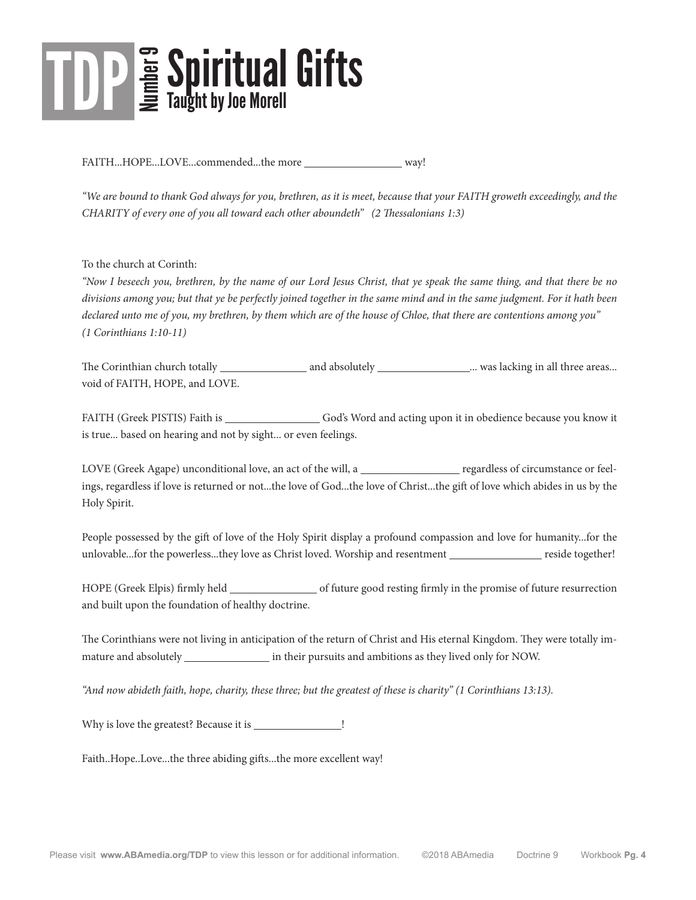# TDP Number 9 Spiritual Gifts

## Taught by Joe Morell

FAITH...HOPE...LOVE...commended...the more _________________ way!

*"We are bound to thank God always for you, brethren, as it is meet, because that your FAITH groweth exceedingly, and the CHARITY of every one of you all toward each other aboundeth" (2 Thessalonians 1:3)*

To the church at Corinth:

*"Now I beseech you, brethren, by the name of our Lord Jesus Christ, that ye speak the same thing, and that there be no divisions among you; but that ye be perfectly joined together in the same mind and in the same judgment. For it hath been declared unto me of you, my brethren, by them which are of the house of Chloe, that there are contentions among you" (1 Corinthians 1:10-11)*

The Corinthian church totally _______________ and absolutely ________________... was lacking in all three areas... void of FAITH, HOPE, and LOVE.

FAITH (Greek PISTIS) Faith is ________________ God's Word and acting upon it in obedience because you know it is true... based on hearing and not by sight... or even feelings.

LOVE (Greek Agape) unconditional love, an act of the will, a _________________ regardless of circumstance or feelings, regardless if love is returned or not...the love of God...the love of Christ...the gift of love which abides in us by the Holy Spirit.

People possessed by the gift of love of the Holy Spirit display a profound compassion and love for humanity...for the unlovable...for the powerless...they love as Christ loved. Worship and resentment ________________ reside together!

HOPE (Greek Elpis) firmly held _______________ of future good resting firmly in the promise of future resurrection and built upon the foundation of healthy doctrine.

The Corinthians were not living in anticipation of the return of Christ and His eternal Kingdom. They were totally immature and absolutely _______________ in their pursuits and ambitions as they lived only for NOW.

*"And now abideth faith, hope, charity, these three; but the greatest of these is charity" (1 Corinthians 13:13).*

Why is love the greatest? Because it is _______________!

Faith..Hope..Love...the three abiding gifts...the more excellent way!